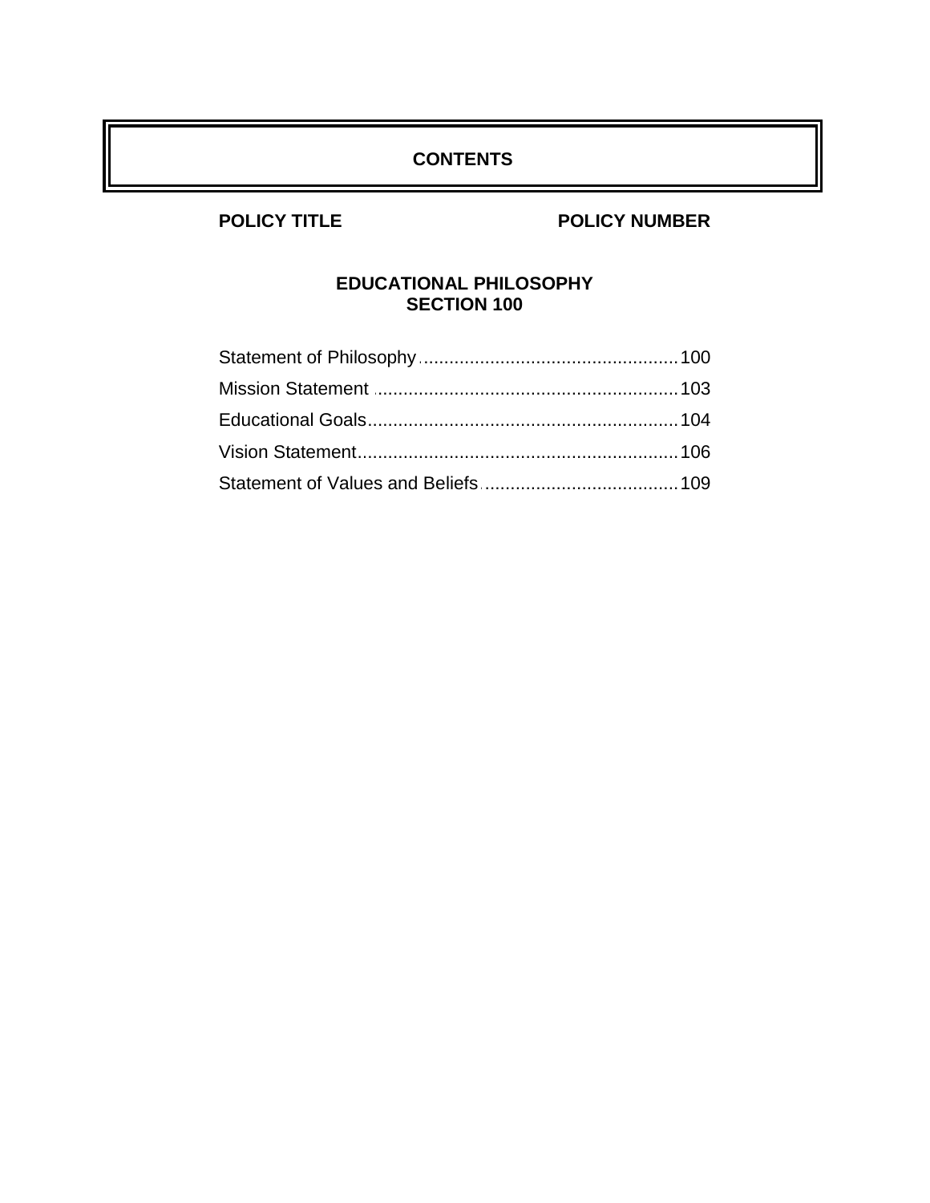# CONTENTS

| POLICY TITLE | POLICY NUMBER |
| --- | --- |

## EDUCATIONAL PHILOSOPHY
## SECTION 100

| | |
| --- | --- |
| Statement of Philosophy | 100 |
| Mission Statement | 103 |
| Educational Goals | 104 |
| Vision Statement | 106 |
| Statement of Values and Beliefs | 109 |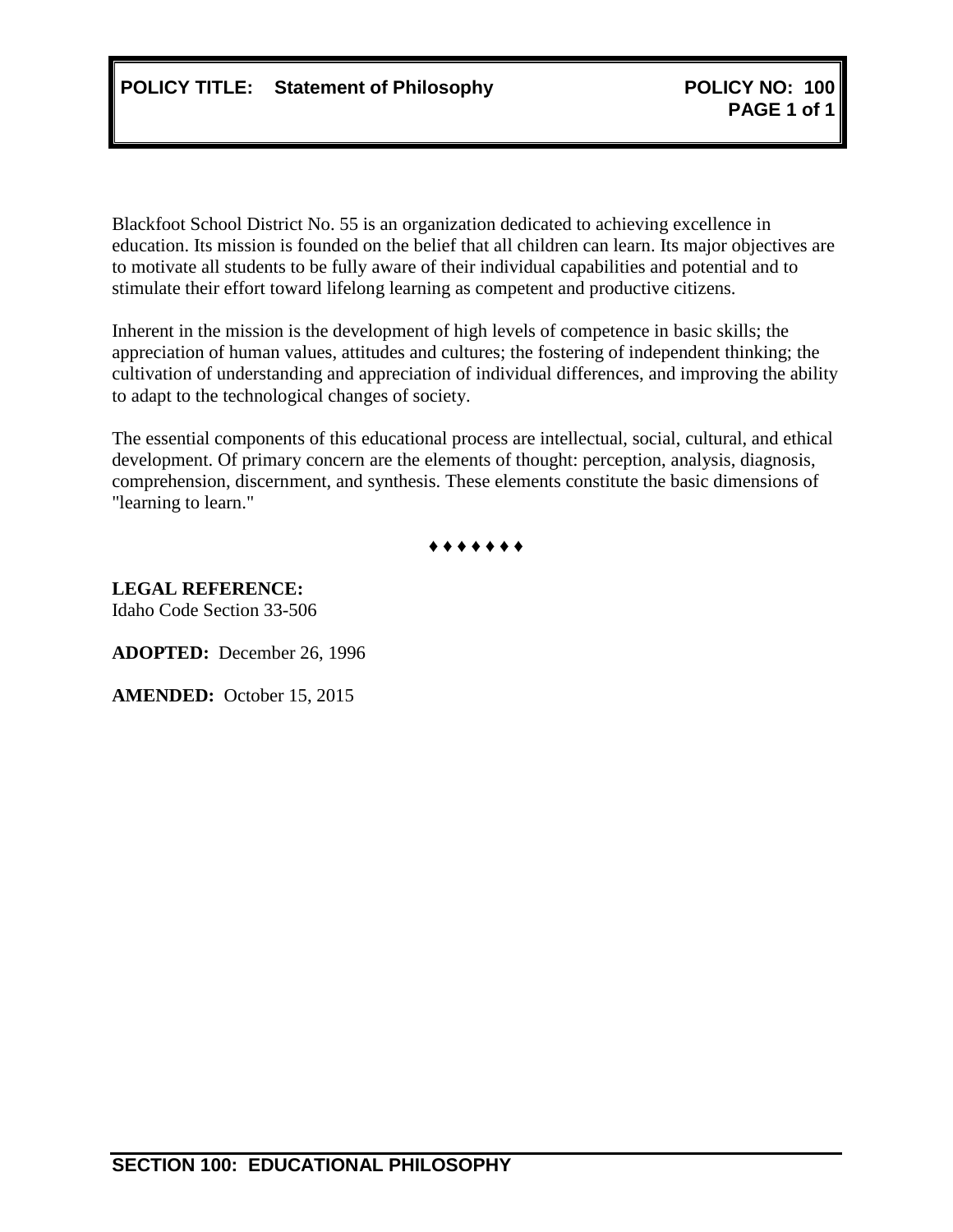**POLICY TITLE: Statement of Philosophy** **POLICY NO: 100**

Blackfoot School District No. 55 is an organization dedicated to achieving excellence in education. Its mission is founded on the belief that all children can learn. Its major objectives are to motivate all students to be fully aware of their individual capabilities and potential and to stimulate their effort toward lifelong learning as competent and productive citizens.

Inherent in the mission is the development of high levels of competence in basic skills; the appreciation of human values, attitudes and cultures; the fostering of independent thinking; the cultivation of understanding and appreciation of individual differences, and improving the ability to adapt to the technological changes of society.

The essential components of this educational process are intellectual, social, cultural, and ethical development. Of primary concern are the elements of thought: perception, analysis, diagnosis, comprehension, discernment, and synthesis. These elements constitute the basic dimensions of "learning to learn."

♦ ♦ ♦ ♦ ♦ ♦ ♦

**LEGAL REFERENCE:**
Idaho Code Section 33-506

**ADOPTED:** December 26, 1996

**AMENDED:** October 15, 2015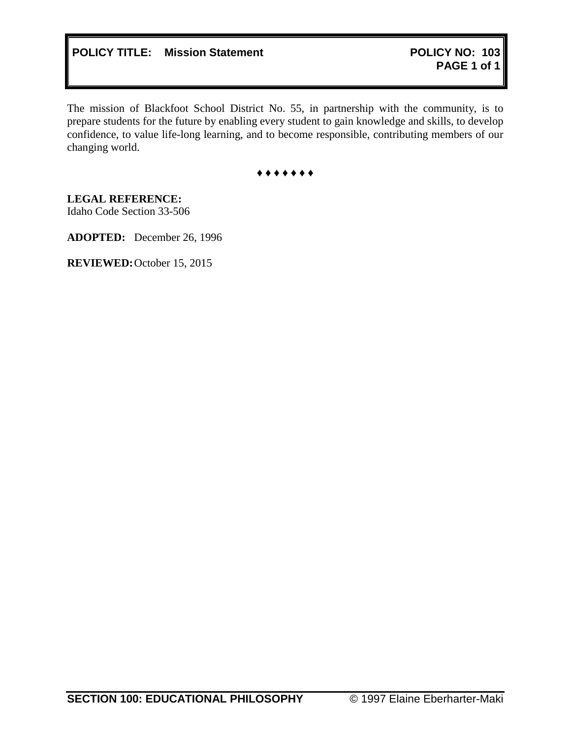**POLICY TITLE: Mission Statement** **POLICY NO: 103**

The mission of Blackfoot School District No. 55, in partnership with the community, is to prepare students for the future by enabling every student to gain knowledge and skills, to develop confidence, to value life-long learning, and to become responsible, contributing members of our changing world.

♦ ♦ ♦ ♦ ♦ ♦ ♦

**LEGAL REFERENCE:**
Idaho Code Section 33-506

**ADOPTED:** December 26, 1996

**REVIEWED:** October 15, 2015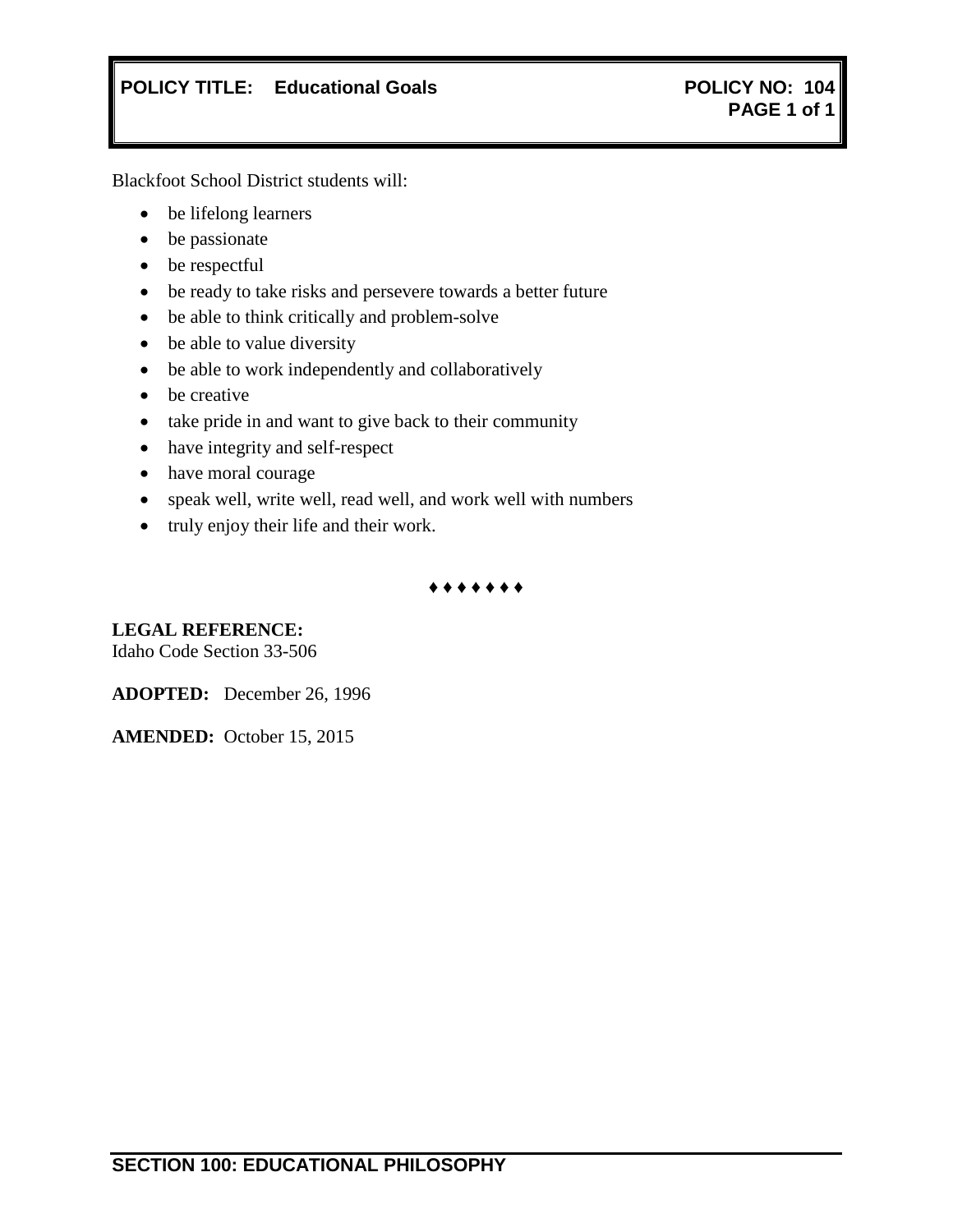**POLICY TITLE: Educational Goals** **POLICY NO: 104**

Blackfoot School District students will:

- be lifelong learners
- be passionate
- be respectful
- be ready to take risks and persevere towards a better future
- be able to think critically and problem-solve
- be able to value diversity
- be able to work independently and collaboratively
- be creative
- take pride in and want to give back to their community
- have integrity and self-respect
- have moral courage
- speak well, write well, read well, and work well with numbers
- truly enjoy their life and their work.

♦ ♦ ♦ ♦ ♦ ♦ ♦

**LEGAL REFERENCE:**
Idaho Code Section 33-506

**ADOPTED:** December 26, 1996

**AMENDED:** October 15, 2015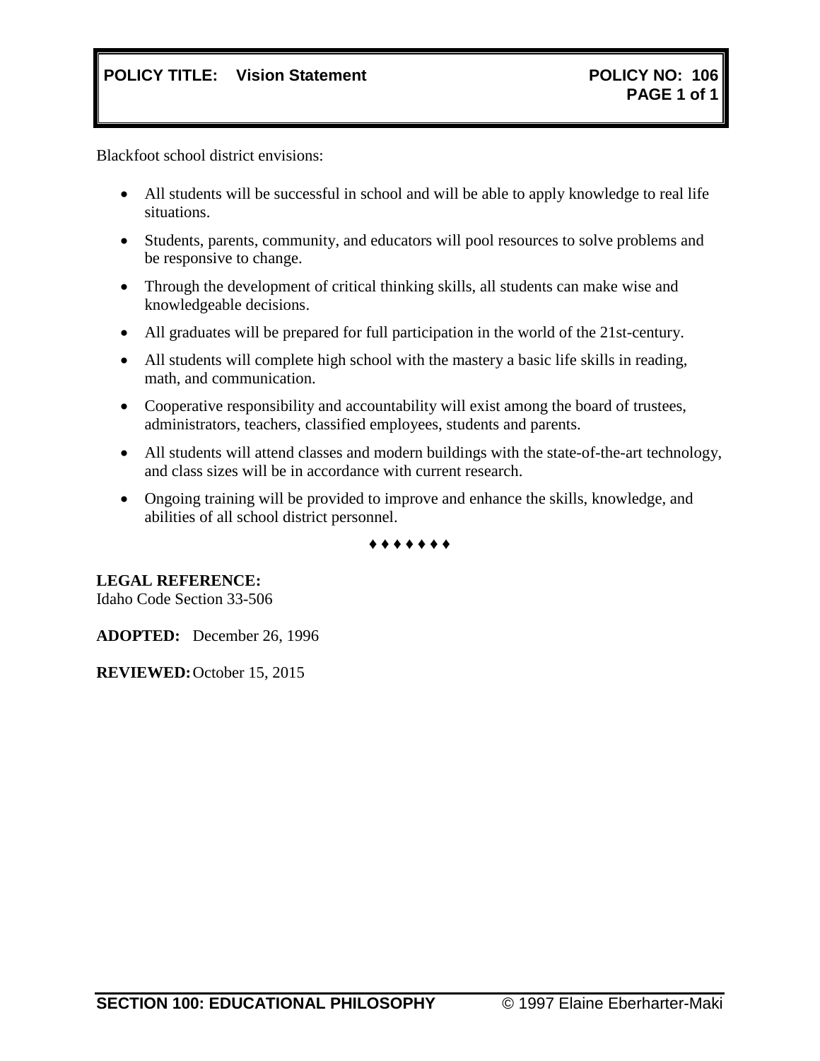**POLICY TITLE: Vision Statement** **POLICY NO: 106**

Blackfoot school district envisions:

- All students will be successful in school and will be able to apply knowledge to real life situations.
- Students, parents, community, and educators will pool resources to solve problems and be responsive to change.
- Through the development of critical thinking skills, all students can make wise and knowledgeable decisions.
- All graduates will be prepared for full participation in the world of the 21st-century.
- All students will complete high school with the mastery a basic life skills in reading, math, and communication.
- Cooperative responsibility and accountability will exist among the board of trustees, administrators, teachers, classified employees, students and parents.
- All students will attend classes and modern buildings with the state-of-the-art technology, and class sizes will be in accordance with current research.
- Ongoing training will be provided to improve and enhance the skills, knowledge, and abilities of all school district personnel.

♦ ♦ ♦ ♦ ♦ ♦ ♦

**LEGAL REFERENCE:**
Idaho Code Section 33-506

**ADOPTED:** December 26, 1996

**REVIEWED:** October 15, 2015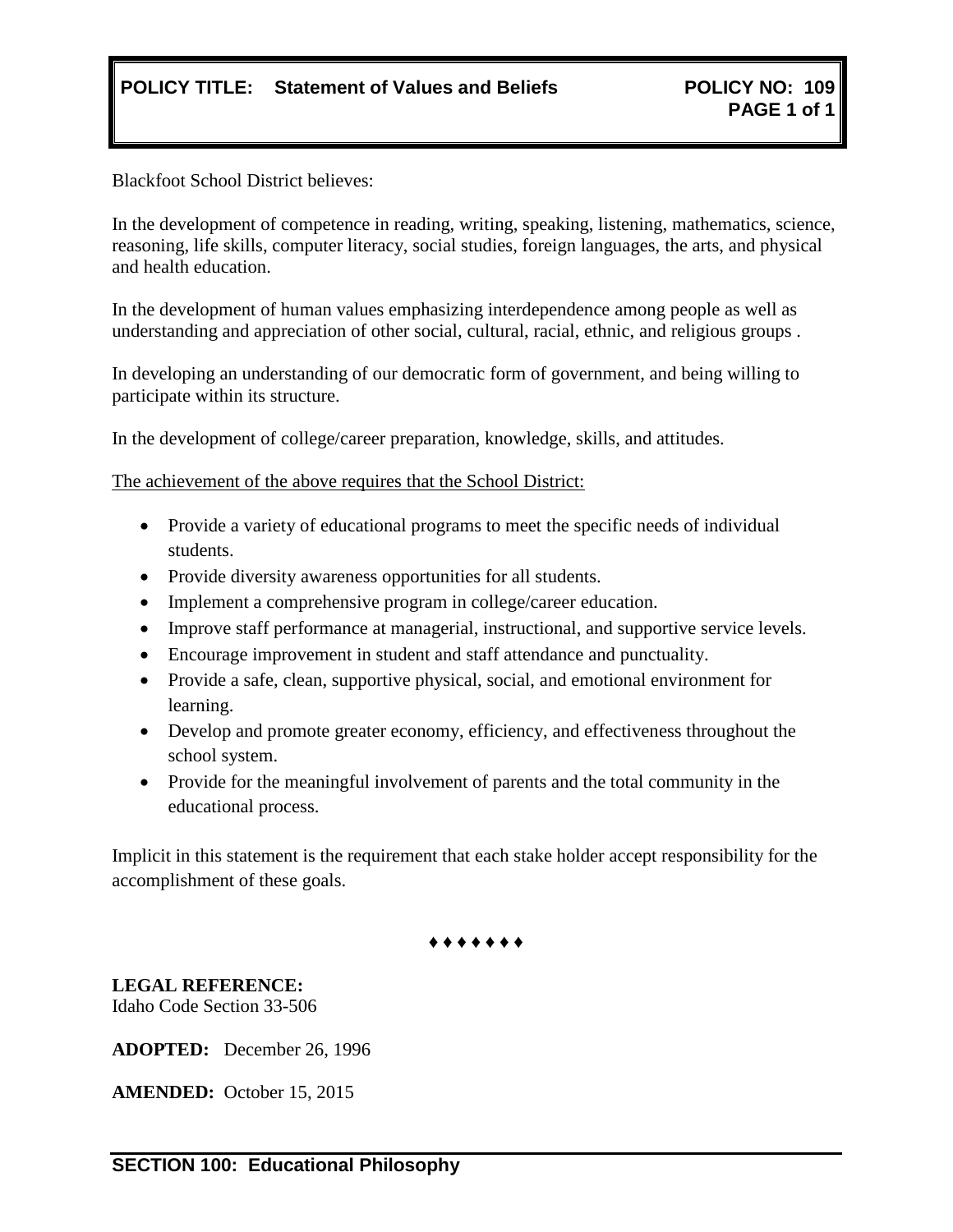**POLICY TITLE: Statement of Values and Beliefs** **POLICY NO: 109**

Blackfoot School District believes:

In the development of competence in reading, writing, speaking, listening, mathematics, science, reasoning, life skills, computer literacy, social studies, foreign languages, the arts, and physical and health education.

In the development of human values emphasizing interdependence among people as well as understanding and appreciation of other social, cultural, racial, ethnic, and religious groups .

In developing an understanding of our democratic form of government, and being willing to participate within its structure.

In the development of college/career preparation, knowledge, skills, and attitudes.

<u>The achievement of the above requires that the School District:</u>

- Provide a variety of educational programs to meet the specific needs of individual students.
- Provide diversity awareness opportunities for all students.
- Implement a comprehensive program in college/career education.
- Improve staff performance at managerial, instructional, and supportive service levels.
- Encourage improvement in student and staff attendance and punctuality.
- Provide a safe, clean, supportive physical, social, and emotional environment for learning.
- Develop and promote greater economy, efficiency, and effectiveness throughout the school system.
- Provide for the meaningful involvement of parents and the total community in the educational process.

Implicit in this statement is the requirement that each stake holder accept responsibility for the accomplishment of these goals.

♦ ♦ ♦ ♦ ♦ ♦ ♦

**LEGAL REFERENCE:**
Idaho Code Section 33-506

**ADOPTED:** December 26, 1996

**AMENDED:** October 15, 2015